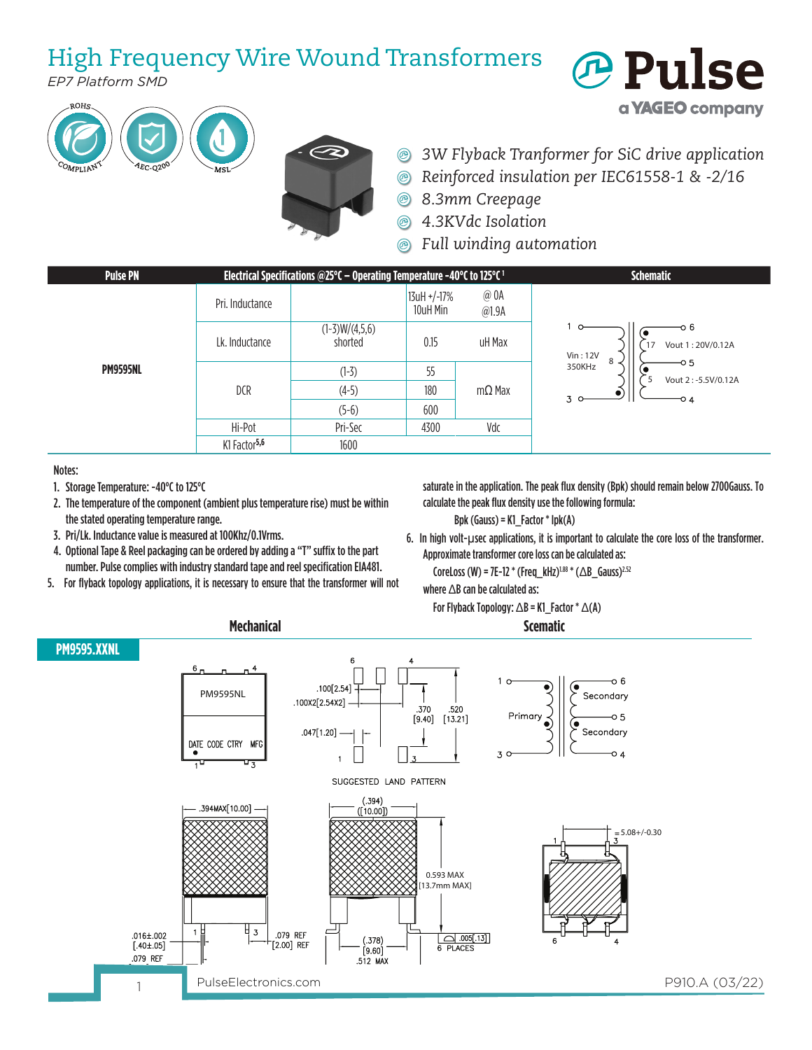# High Frequency Wire Wound Transformers

*EP7 Platform SMD*

- *3W Flyback Tranformer for SiC drive application*
- *Reinforced insulation per IEC61558-1 & -2/16*
- *8.3mm Creepage*
- *4.3KVdc Isolation*
- *Full winding automation*

| Pulse PN | Electrical Specifications @25°C – Operating Temperature -40°C to 125°C [1] | | | | Schematic |
|---|---|---|---|---|---|
| PM9595NL | Pri. Inductance | | 13uH +/-17% 10uH Min | @ 0A @1.9A | Vin : 12V 350KHz; 1–3 primary (8); Vout 1 : 20V/0.12A (6–5, 17); Vout 2 : -5.5V/0.12A (5–4, 5) |
| | Lk. Inductance | (1-3)W/(4,5,6) shorted | 0.15 | uH Max | |
| | DCR | (1-3) | 55 | mΩ Max | |
| | | (4-5) | 180 | | |
| | | (5-6) | 600 | | |
| | Hi-Pot | Pri-Sec | 4300 | Vdc | |
| | K1 Factor[5,6] | 1600 | | | |

Notes:

1. Storage Temperature: -40°C to 125°C
2. The temperature of the component (ambient plus temperature rise) must be within the stated operating temperature range.
3. Pri/Lk. Inductance value is measured at 100Khz/0.1Vrms.
4. Optional Tape & Reel packaging can be ordered by adding a "T" suffix to the part number. Pulse complies with industry standard tape and reel specification EIA481.
5. For flyback topology applications, it is necessary to ensure that the transformer will not saturate in the application. The peak flux density (Bpk) should remain below 2700Gauss. To calculate the peak flux density use the following formula:

   Bpk (Gauss) = K1_Factor * Ipk(A)

6. In high volt-µsec applications, it is important to calculate the core loss of the transformer. Approximate transformer core loss can be calculated as:

   CoreLoss (W) = 7E-12 * $(\text{Freq\_kHz})^{1.88}$ * $(\Delta\text{B\_Gauss})^{2.52}$

   where ΔB can be calculated as:

   For Flyback Topology: ΔB = K1_Factor * Δ(A)

## Mechanical

## Scematic

**PM9595.XXNL**

PM9595NL

DATE CODE CTRY MFG

.100[2.54]

.100X2[2.54X2]

.047[1.20]

.370 [9.40]

.520 [13.21]

SUGGESTED LAND PATTERN

.394MAX[10.00]

(.394) ([10.00])

0.593 MAX [13.7mm MAX]

.016±.002 [.40±.05]

.079 REF

.079 REF [2.00] REF

(.378) [9.60]

.512 MAX

.005[.13] 6 PLACES

5.08+/-0.30

1 — Primary — 3; Secondary 6–5; Secondary 5–4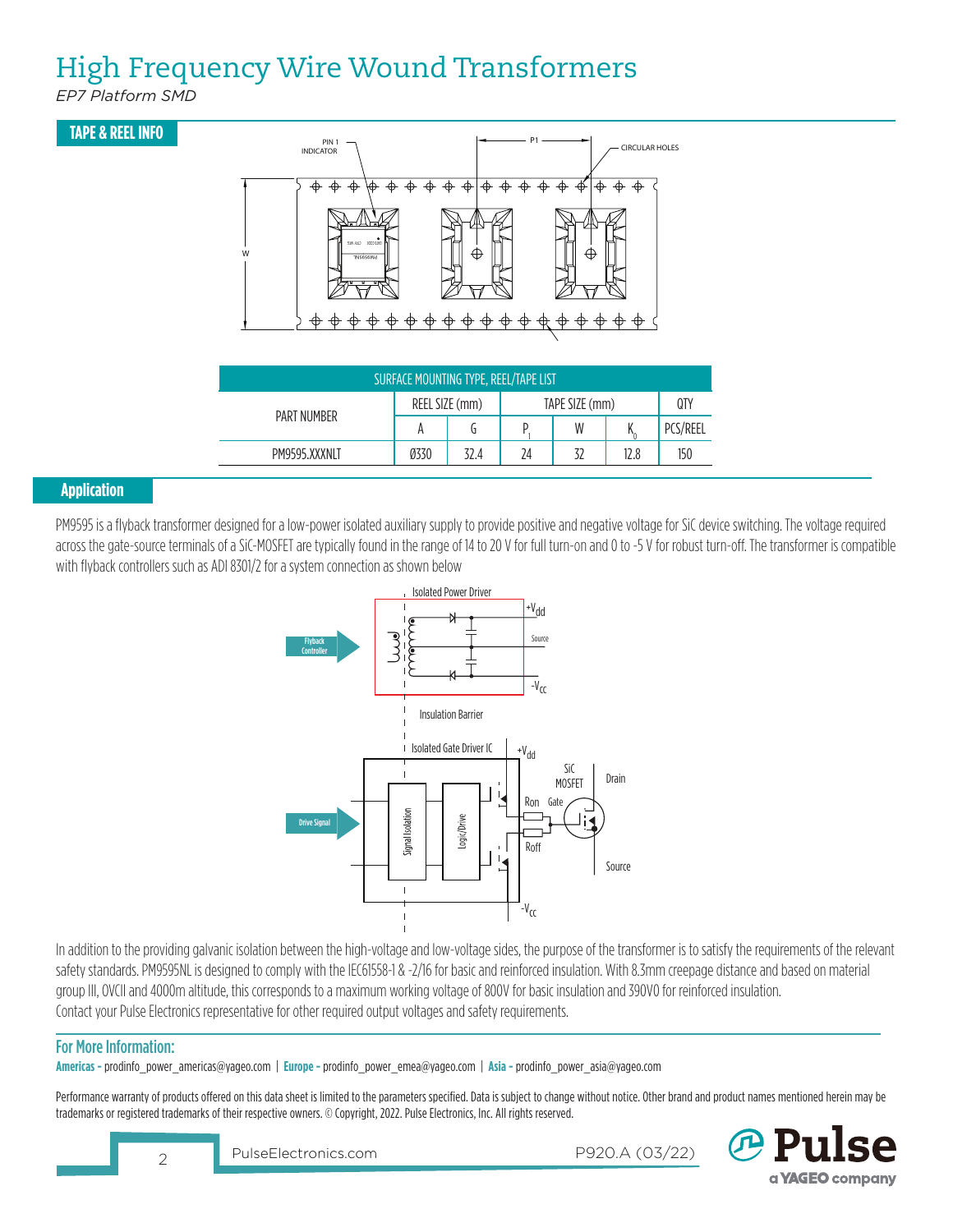# High Frequency Wire Wound Transformers

*EP7 Platform SMD*

## TAPE & REEL INFO

PIN 1 INDICATOR

P1

CIRCULAR HOLES

W

| SURFACE MOUNTING TYPE, REEL/TAPE LIST | | | | | | |
|---|---|---|---|---|---|---|
| PART NUMBER | REEL SIZE (mm) | | TAPE SIZE (mm) | | | QTY |
| | A | G | $P_1$ | W | $K_0$ | PCS/REEL |
| PM9595.XXXNLT | Ø330 | 32.4 | 24 | 32 | 12.8 | 150 |

## Application

PM9595 is a flyback transformer designed for a low-power isolated auxiliary supply to provide positive and negative voltage for SiC device switching. The voltage required across the gate-source terminals of a SiC-MOSFET are typically found in the range of 14 to 20 V for full turn-on and 0 to -5 V for robust turn-off. The transformer is compatible with flyback controllers such as ADI 8301/2 for a system connection as shown below

Isolated Power Driver

Flyback Controller

$+V_{dd}$

Source

$-V_{cc}$

Insulation Barrier

Isolated Gate Driver IC

$+V_{dd}$

SiC MOSFET

Drain

Drive Signal

Signal Isolation

Logic/Drive

Ron

Gate

Roff

Source

$-V_{cc}$

In addition to the providing galvanic isolation between the high-voltage and low-voltage sides, the purpose of the transformer is to satisfy the requirements of the relevant safety standards. PM9595NL is designed to comply with the IEC61558-1 & -2/16 for basic and reinforced insulation. With 8.3mm creepage distance and based on material group III, OVCII and 4000m altitude, this corresponds to a maximum working voltage of 800V for basic insulation and 390V0 for reinforced insulation.
Contact your Pulse Electronics representative for other required output voltages and safety requirements.

## For More Information:

**Americas -** prodinfo_power_americas@yageo.com | **Europe -** prodinfo_power_emea@yageo.com | **Asia -** prodinfo_power_asia@yageo.com

Performance warranty of products offered on this data sheet is limited to the parameters specified. Data is subject to change without notice. Other brand and product names mentioned herein may be trademarks or registered trademarks of their respective owners. © Copyright, 2022. Pulse Electronics, Inc. All rights reserved.

PulseElectronics.com

P920.A (03/22)